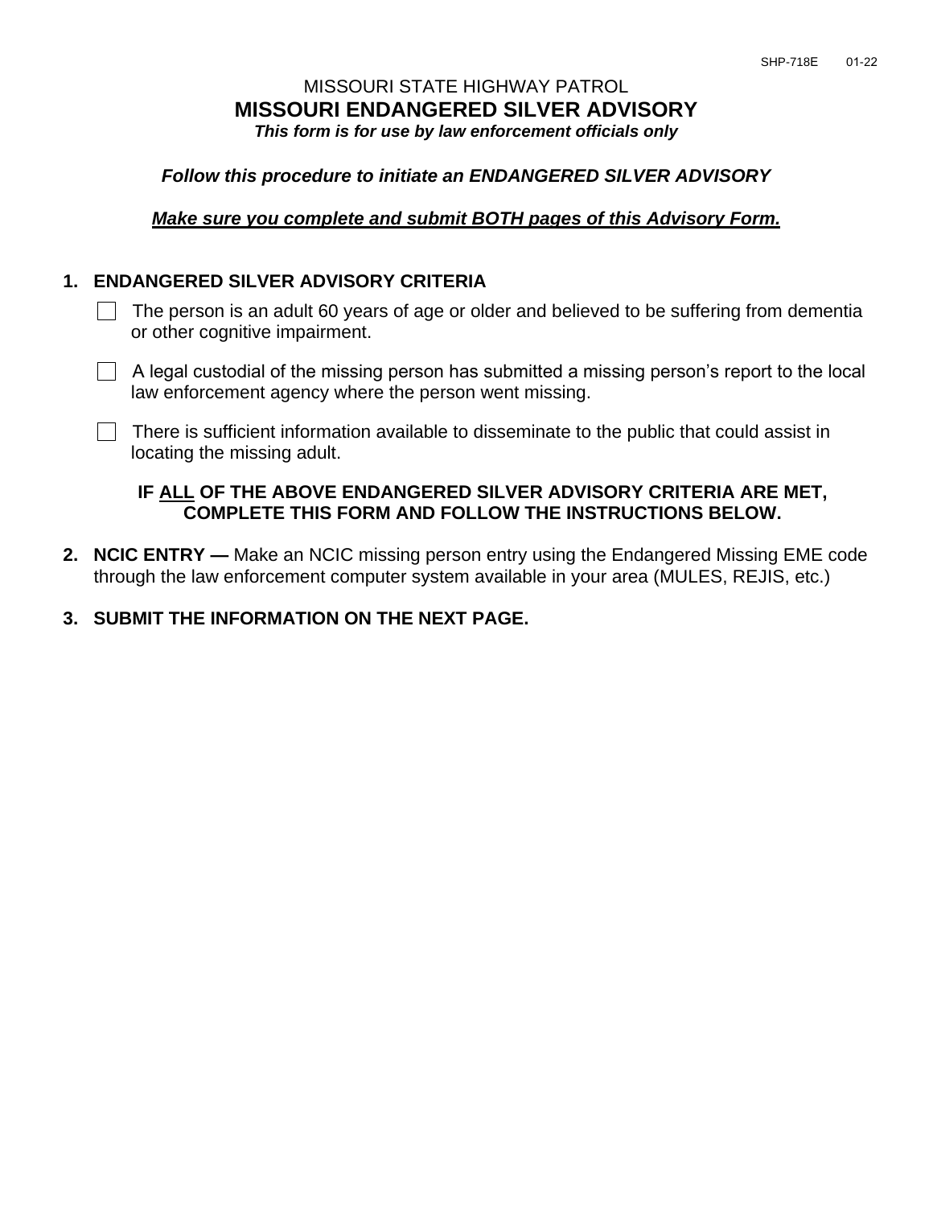SHP-718E 01-22

MISSOURI STATE HIGHWAY PATROL

# MISSOURI ENDANGERED SILVER ADVISORY

***This form is for use by law enforcement officials only***

***Follow this procedure to initiate an ENDANGERED SILVER ADVISORY***

***<u>Make sure you complete and submit BOTH pages of this Advisory Form.</u>***

**1. ENDANGERED SILVER ADVISORY CRITERIA**

- ☐ The person is an adult 60 years of age or older and believed to be suffering from dementia or other cognitive impairment.
- ☐ A legal custodial of the missing person has submitted a missing person's report to the local law enforcement agency where the person went missing.
- ☐ There is sufficient information available to disseminate to the public that could assist in locating the missing adult.

**IF <u>ALL</u> OF THE ABOVE ENDANGERED SILVER ADVISORY CRITERIA ARE MET, COMPLETE THIS FORM AND FOLLOW THE INSTRUCTIONS BELOW.**

**2. NCIC ENTRY —** Make an NCIC missing person entry using the Endangered Missing EME code through the law enforcement computer system available in your area (MULES, REJIS, etc.)

**3. SUBMIT THE INFORMATION ON THE NEXT PAGE.**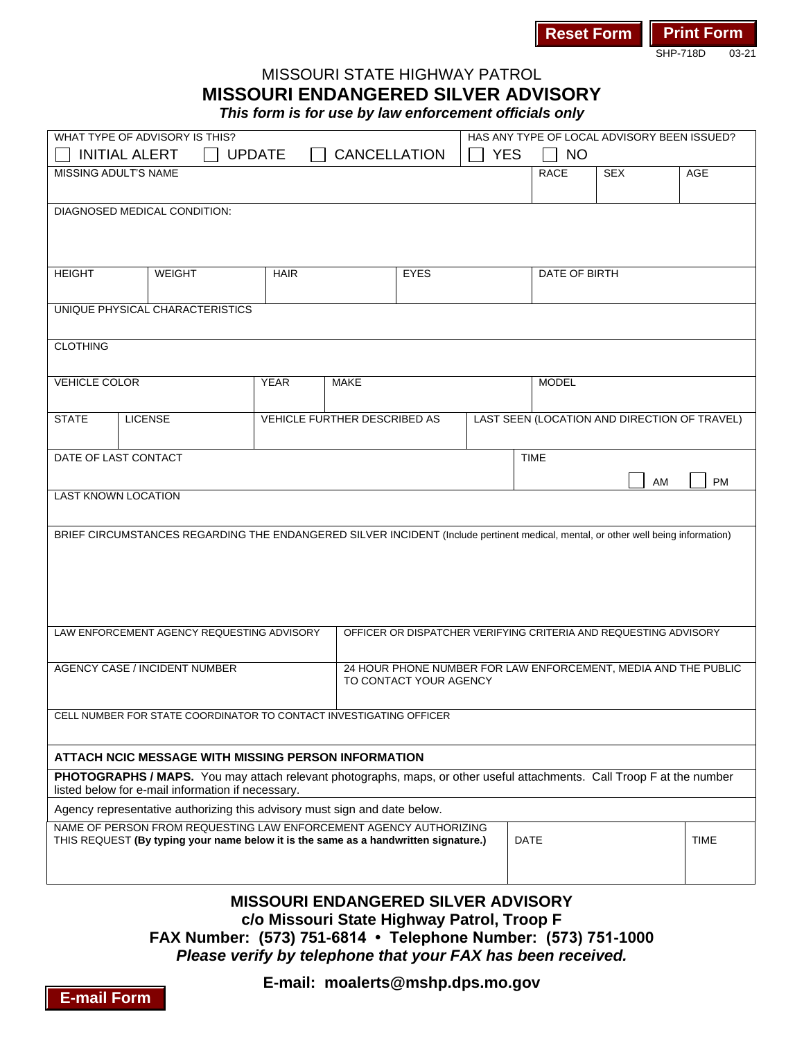Reset Form | Print Form

SHP-718D 03-21

MISSOURI STATE HIGHWAY PATROL

# MISSOURI ENDANGERED SILVER ADVISORY

***This form is for use by law enforcement officials only***

| | | | | |
|---|---|---|---|---|
| WHAT TYPE OF ADVISORY IS THIS? ☐ INITIAL ALERT ☐ UPDATE ☐ CANCELLATION | | | HAS ANY TYPE OF LOCAL ADVISORY BEEN ISSUED? ☐ YES ☐ NO | |
| MISSING ADULT'S NAME | | RACE | SEX | AGE |
| DIAGNOSED MEDICAL CONDITION: | | | | |
| HEIGHT | WEIGHT | HAIR | EYES | DATE OF BIRTH |
| UNIQUE PHYSICAL CHARACTERISTICS | | | | |
| CLOTHING | | | | |
| VEHICLE COLOR | YEAR | MAKE | | MODEL |
| STATE | LICENSE | VEHICLE FURTHER DESCRIBED AS | | LAST SEEN (LOCATION AND DIRECTION OF TRAVEL) |
| DATE OF LAST CONTACT | | | TIME ☐ AM ☐ PM | |
| LAST KNOWN LOCATION | | | | |
| BRIEF CIRCUMSTANCES REGARDING THE ENDANGERED SILVER INCIDENT (Include pertinent medical, mental, or other well being information) | | | | |
| LAW ENFORCEMENT AGENCY REQUESTING ADVISORY | | OFFICER OR DISPATCHER VERIFYING CRITERIA AND REQUESTING ADVISORY | | |
| AGENCY CASE / INCIDENT NUMBER | | 24 HOUR PHONE NUMBER FOR LAW ENFORCEMENT, MEDIA AND THE PUBLIC TO CONTACT YOUR AGENCY | | |
| CELL NUMBER FOR STATE COORDINATOR TO CONTACT INVESTIGATING OFFICER | | | | |
| **ATTACH NCIC MESSAGE WITH MISSING PERSON INFORMATION** | | | | |
| **PHOTOGRAPHS / MAPS.** You may attach relevant photographs, maps, or other useful attachments. Call Troop F at the number listed below for e-mail information if necessary. | | | | |
| Agency representative authorizing this advisory must sign and date below. | | | | |
| NAME OF PERSON FROM REQUESTING LAW ENFORCEMENT AGENCY AUTHORIZING THIS REQUEST **(By typing your name below it is the same as a handwritten signature.)** | | | DATE | TIME |

**MISSOURI ENDANGERED SILVER ADVISORY**

**c/o Missouri State Highway Patrol, Troop F**

**FAX Number: (573) 751-6814 • Telephone Number: (573) 751-1000**

***Please verify by telephone that your FAX has been received.***

**E-mail: moalerts@mshp.dps.mo.gov**

E-mail Form